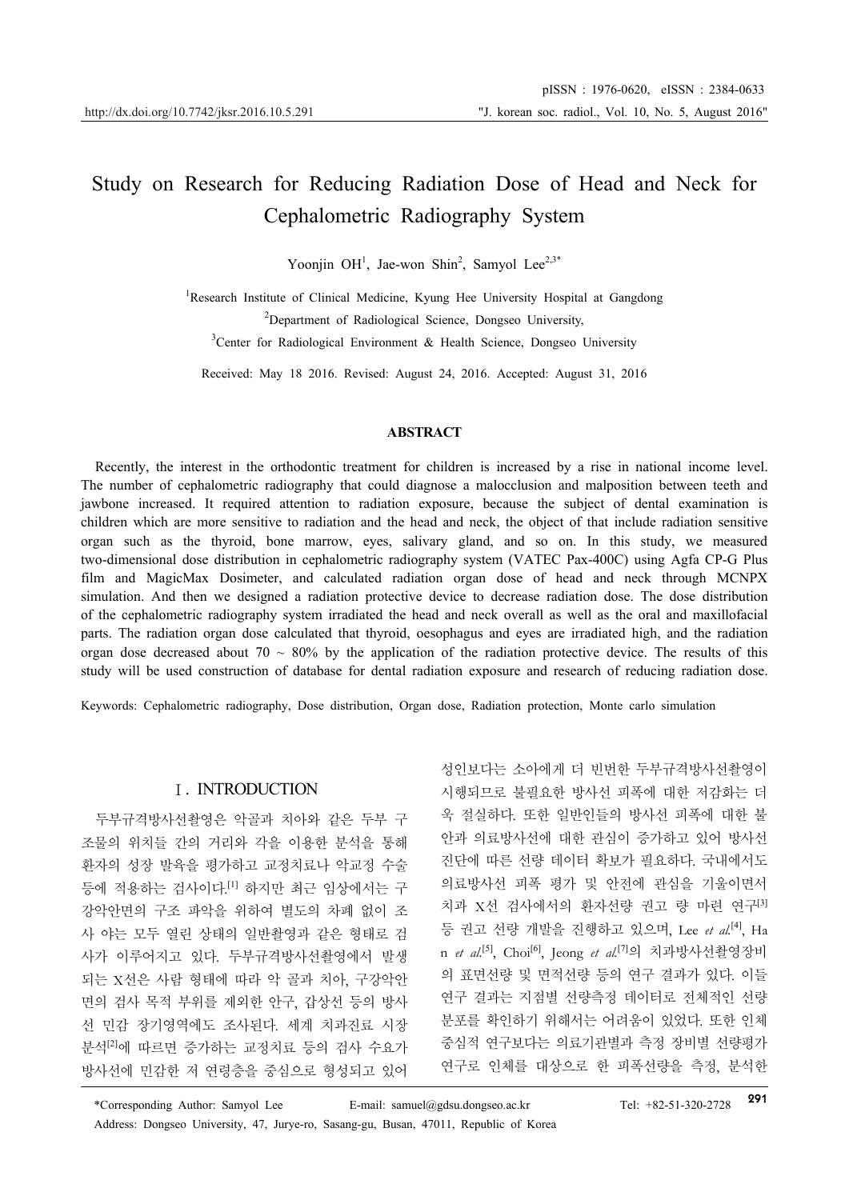# Study on Research for Reducing Radiation Dose of Head and Neck for Cephalometric Radiography System

Yoonjin OH[1], Jae-won Shin[2], Samyol Lee[2,3*]

[1]Research Institute of Clinical Medicine, Kyung Hee University Hospital at Gangdong

[2]Department of Radiological Science, Dongseo University,

[3]Center for Radiological Environment & Health Science, Dongseo University

Received: May 18 2016. Revised: August 24, 2016. Accepted: August 31, 2016

### ABSTRACT

Recently, the interest in the orthodontic treatment for children is increased by a rise in national income level. The number of cephalometric radiography that could diagnose a malocclusion and malposition between teeth and jawbone increased. It required attention to radiation exposure, because the subject of dental examination is children which are more sensitive to radiation and the head and neck, the object of that include radiation sensitive organ such as the thyroid, bone marrow, eyes, salivary gland, and so on. In this study, we measured two-dimensional dose distribution in cephalometric radiography system (VATEC Pax-400C) using Agfa CP-G Plus film and MagicMax Dosimeter, and calculated radiation organ dose of head and neck through MCNPX simulation. And then we designed a radiation protective device to decrease radiation dose. The dose distribution of the cephalometric radiography system irradiated the head and neck overall as well as the oral and maxillofacial parts. The radiation organ dose calculated that thyroid, oesophagus and eyes are irradiated high, and the radiation organ dose decreased about 70 ~ 80% by the application of the radiation protective device. The results of this study will be used construction of database for dental radiation exposure and research of reducing radiation dose.

Keywords: Cephalometric radiography, Dose distribution, Organ dose, Radiation protection, Monte carlo simulation

## Ⅰ. INTRODUCTION

두부규격방사선촬영은 악골과 치아와 같은 두부 구조물의 위치들 간의 거리와 각을 이용한 분석을 통해 환자의 성장 발육을 평가하고 교정치료나 악교정 수술 등에 적용하는 검사이다.[1] 하지만 최근 임상에서는 구강악안면의 구조 파악을 위하여 별도의 차폐 없이 조사 야는 모두 열린 상태의 일반촬영과 같은 형태로 검사가 이루어지고 있다. 두부규격방사선촬영에서 발생되는 X선은 사람 형태에 따라 악 골과 치아, 구강악안면의 검사 목적 부위를 제외한 안구, 갑상선 등의 방사선 민감 장기영역에도 조사된다. 세계 치과진료 시장 분석[2]에 따르면 증가하는 교정치료 등의 검사 수요가 방사선에 민감한 저 연령층을 중심으로 형성되고 있어 성인보다는 소아에게 더 빈번한 두부규격방사선촬영이 시행되므로 불필요한 방사선 피폭에 대한 저감화는 더욱 절실하다. 또한 일반인들의 방사선 피폭에 대한 불안과 의료방사선에 대한 관심이 증가하고 있어 방사선 진단에 따른 선량 데이터 확보가 필요하다. 국내에서도 의료방사선 피폭 평가 및 안전에 관심을 기울이면서 치과 X선 검사에서의 환자선량 권고 량 마련 연구[3] 등 권고 선량 개발을 진행하고 있으며, Lee *et al.*[4], Han *et al.*[5], Choi[6], Jeong *et al.*[7]의 치과방사선촬영장비의 표면선량 및 면적선량 등의 연구 결과가 있다. 이들 연구 결과는 지점별 선량측정 데이터로 전체적인 선량 분포를 확인하기 위해서는 어려움이 있었다. 또한 인체 중심적 연구보다는 의료기관별과 측정 장비별 선량평가 연구로 인체를 대상으로 한 피폭선량을 측정, 분석한

*Corresponding Author: Samyol Lee E-mail: samuel@gdsu.dongseo.ac.kr Tel: +82-51-320-2728

Address: Dongseo University, 47, Jurye-ro, Sasang-gu, Busan, 47011, Republic of Korea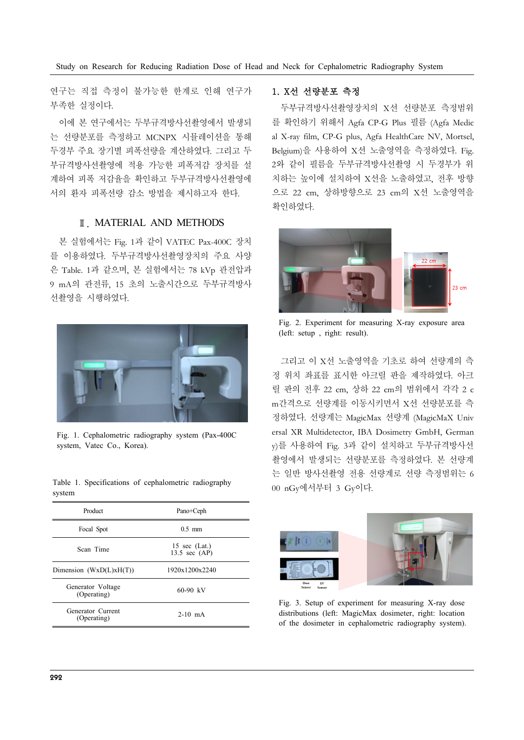연구는 직접 측정이 불가능한 한계로 인해 연구가 부족한 실정이다.

이에 본 연구에서는 두부규격방사선촬영에서 발생되는 선량분포를 측정하고 MCNPX 시뮬레이션을 통해 두경부 주요 장기별 피폭선량을 계산하였다. 그리고 두부규격방사선촬영에 적용 가능한 피폭저감 장치를 설계하여 피폭 저감율을 확인하고 두부규격방사선촬영에서의 환자 피폭선량 감소 방법을 제시하고자 한다.

## Ⅱ. MATERIAL AND METHODS

본 실험에서는 Fig. 1과 같이 VATEC Pax-400C 장치를 이용하였다. 두부규격방사선촬영장치의 주요 사양은 Table. 1과 같으며, 본 실험에서는 78 kVp 관전압과 9 mA의 관전류, 15 초의 노출시간으로 두부규격방사선촬영을 시행하였다.

Fig. 1. Cephalometric radiography system (Pax-400C system, Vatec Co., Korea).

Table 1. Specifications of cephalometric radiography system

| Product | Pano+Ceph |
|---|---|
| Focal Spot | 0.5 mm |
| Scan Time | 15 sec (Lat.) 13.5 sec (AP) |
| Dimension (WxD(L)xH(T)) | 1920x1200x2240 |
| Generator Voltage (Operating) | 60-90 kV |
| Generator Current (Operating) | 2-10 mA |

### 1. X선 선량분포 측정

두부규격방사선촬영장치의 X선 선량분포 측정범위를 확인하기 위해서 Agfa CP-G Plus 필름 (Agfa Medical X-ray film, CP-G plus, Agfa HealthCare NV, Mortsel, Belgium)을 사용하여 X선 노출영역을 측정하였다. Fig. 2와 같이 필름을 두부규격방사선촬영 시 두경부가 위치하는 높이에 설치하여 X선을 노출하였고, 전후 방향으로 22 cm, 상하방향으로 23 cm의 X선 노출영역을 확인하였다.

Fig. 2. Experiment for measuring X-ray exposure area (left: setup , right: result).

그리고 이 X선 노출영역을 기초로 하여 선량계의 측정 위치 좌표를 표시한 아크릴 판을 제작하였다. 아크릴 판의 전후 22 cm, 상하 22 cm의 범위에서 각각 2 cm간격으로 선량계를 이동시키면서 X선 선량분포를 측정하였다. 선량계는 MagicMax 선량계 (MagicMaX Universal XR Multidetector, IBA Dosimetry GmbH, Germany)를 사용하여 Fig. 3과 같이 설치하고 두부규격방사선촬영에서 발생되는 선량분포를 측정하였다. 본 선량계는 일반 방사선촬영 전용 선량계로 선량 측정범위는 600 nGy에서부터 3 Gy이다.

Fig. 3. Setup of experiment for measuring X-ray dose distributions (left: MagicMax dosimeter, right: location of the dosimeter in cephalometric radiography system).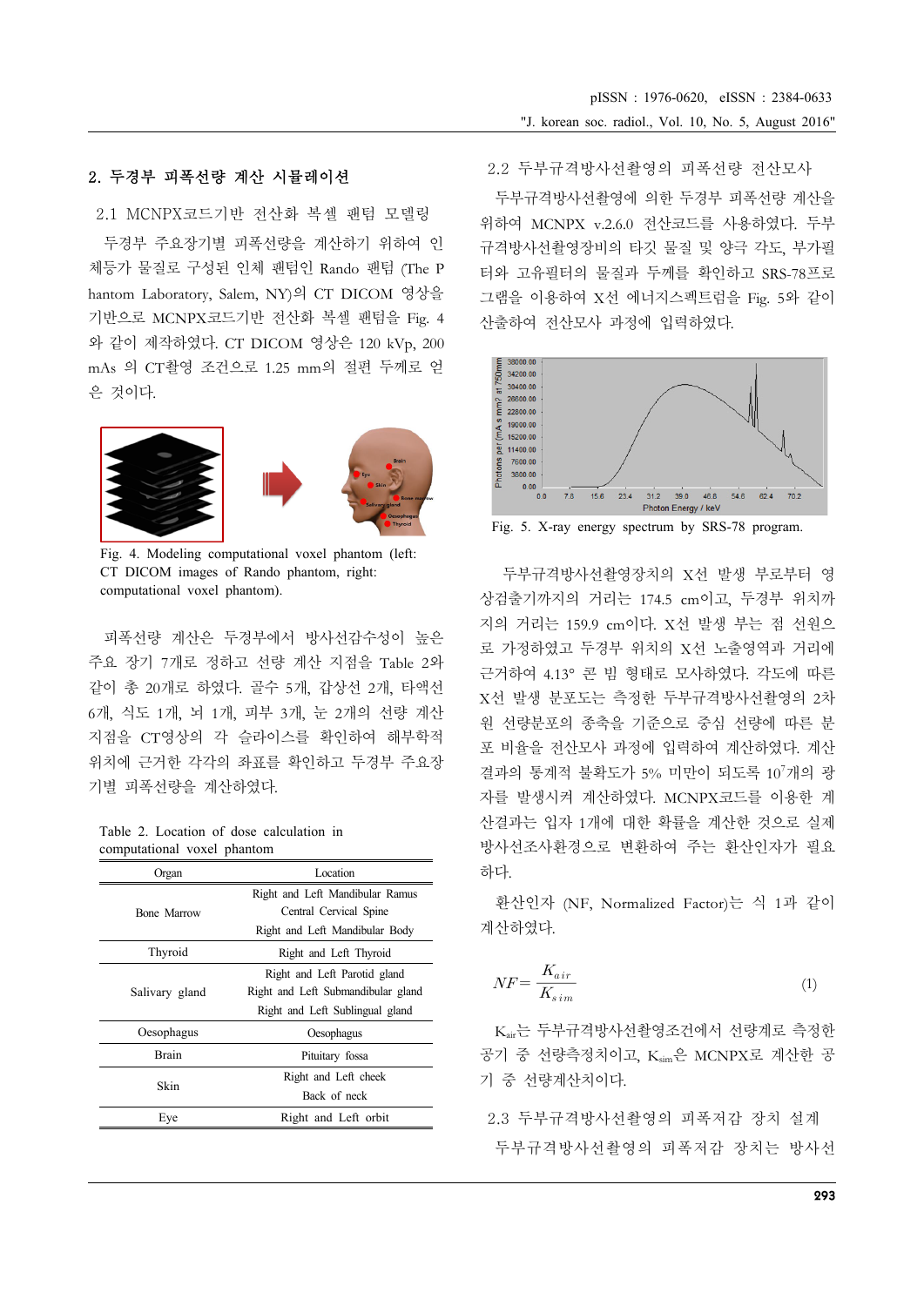## 2. 두경부 피폭선량 계산 시뮬레이션

### 2.1 MCNPX코드기반 전산화 복셀 팬텀 모델링

두경부 주요장기별 피폭선량을 계산하기 위하여 인체등가 물질로 구성된 인체 팬텀인 Rando 팬텀 (The Phantom Laboratory, Salem, NY)의 CT DICOM 영상을 기반으로 MCNPX코드기반 전산화 복셀 팬텀을 Fig. 4와 같이 제작하였다. CT DICOM 영상은 120 kVp, 200 mAs 의 CT촬영 조건으로 1.25 mm의 절편 두께로 얻은 것이다.

Fig. 4. Modeling computational voxel phantom (left: CT DICOM images of Rando phantom, right: computational voxel phantom).

피폭선량 계산은 두경부에서 방사선감수성이 높은 주요 장기 7개로 정하고 선량 계산 지점을 Table 2와 같이 총 20개로 하였다. 골수 5개, 갑상선 2개, 타액선 6개, 식도 1개, 뇌 1개, 피부 3개, 눈 2개의 선량 계산 지점을 CT영상의 각 슬라이스를 확인하여 해부학적 위치에 근거한 각각의 좌표를 확인하고 두경부 주요장기별 피폭선량을 계산하였다.

Table 2. Location of dose calculation in computational voxel phantom

| Organ | Location |
|---|---|
| Bone Marrow | Right and Left Mandibular Ramus<br>Central Cervical Spine<br>Right and Left Mandibular Body |
| Thyroid | Right and Left Thyroid |
| Salivary gland | Right and Left Parotid gland<br>Right and Left Submandibular gland<br>Right and Left Sublingual gland |
| Oesophagus | Oesophagus |
| Brain | Pituitary fossa |
| Skin | Right and Left cheek<br>Back of neck |
| Eye | Right and Left orbit |

### 2.2 두부규격방사선촬영의 피폭선량 전산모사

두부규격방사선촬영에 의한 두경부 피폭선량 계산을 위하여 MCNPX v.2.6.0 전산코드를 사용하였다. 두부규격방사선촬영장비의 타깃 물질 및 양극 각도, 부가필터와 고유필터의 물질과 두께를 확인하고 SRS-78프로그램을 이용하여 X선 에너지스펙트럼을 Fig. 5와 같이 산출하여 전산모사 과정에 입력하였다.

Fig. 5. X-ray energy spectrum by SRS-78 program.

두부규격방사선촬영장치의 X선 발생 부로부터 영상검출기까지의 거리는 174.5 cm이고, 두경부 위치까지의 거리는 159.9 cm이다. X선 발생 부는 점 선원으로 가정하였고 두경부 위치의 X선 노출영역과 거리에 근거하여 4.13° 콘 빔 형태로 모사하였다. 각도에 따른 X선 발생 분포도는 측정한 두부규격방사선촬영의 2차원 선량분포의 종축을 기준으로 중심 선량에 따른 분포 비율을 전산모사 과정에 입력하여 계산하였다. 계산결과의 통계적 불확도가 5% 미만이 되도록 $10^7$개의 광자를 발생시켜 계산하였다. MCNPX코드를 이용한 계산결과는 입자 1개에 대한 확률을 계산한 것으로 실제 방사선조사환경으로 변환하여 주는 환산인자가 필요하다.

환산인자 (NF, Normalized Factor)는 식 1과 같이 계산하였다.

$$NF = \frac{K_{air}}{K_{sim}} \quad (1)$$

$K_{air}$는 두부규격방사선촬영조건에서 선량계로 측정한 공기 중 선량측정치이고, $K_{sim}$은 MCNPX로 계산한 공기 중 선량계산치이다.

### 2.3 두부규격방사선촬영의 피폭저감 장치 설계

두부규격방사선촬영의 피폭저감 장치는 방사선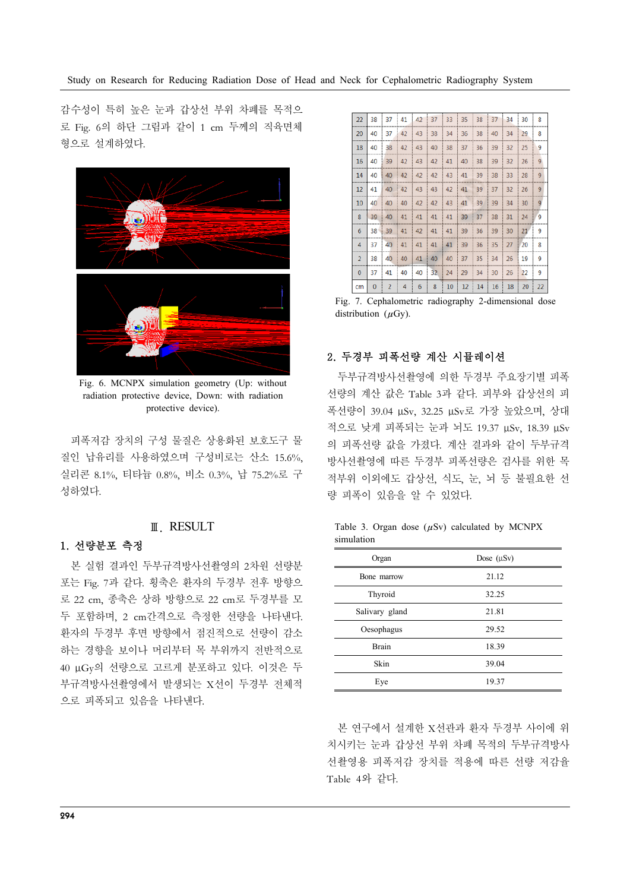감수성이 특히 높은 눈과 갑상선 부위 차폐를 목적으로 Fig. 6의 하단 그림과 같이 1 cm 두께의 직육면체 형으로 설계하였다.

Fig. 6. MCNPX simulation geometry (Up: without radiation protective device, Down: with radiation protective device).

피폭저감 장치의 구성 물질은 상용화된 보호도구 물질인 납유리를 사용하였으며 구성비로는 산소 15.6%, 실리콘 8.1%, 티타늄 0.8%, 비소 0.3%, 납 75.2%로 구성하였다.

# Ⅲ. RESULT

## 1. 선량분포 측정

본 실험 결과인 두부규격방사선촬영의 2차원 선량분포는 Fig. 7과 같다. 횡축은 환자의 두경부 전후 방향으로 22 cm, 종축은 상하 방향으로 22 cm로 두경부를 모두 포함하며, 2 cm간격으로 측정한 선량을 나타낸다. 환자의 두경부 후면 방향에서 점진적으로 선량이 감소하는 경향을 보이나 머리부터 목 부위까지 전반적으로 40 μGy의 선량으로 고르게 분포하고 있다. 이것은 두부규격방사선촬영에서 발생되는 X선이 두경부 전체적으로 피폭되고 있음을 나타낸다.

| cm | 0 | 2 | 4 | 6 | 8 | 10 | 12 | 14 | 16 | 18 | 20 | 22 |
|---|---|---|---|---|---|---|---|---|---|---|---|---|
| 22 | 38 | 37 | 41 | 42 | 37 | 33 | 35 | 38 | 37 | 34 | 30 | 8 |
| 20 | 40 | 37 | 42 | 43 | 38 | 34 | 36 | 38 | 40 | 34 | 29 | 8 |
| 18 | 40 | 38 | 42 | 43 | 40 | 38 | 37 | 36 | 39 | 32 | 25 | 9 |
| 16 | 40 | 39 | 42 | 43 | 42 | 41 | 40 | 38 | 39 | 32 | 26 | 9 |
| 14 | 40 | 40 | 42 | 42 | 42 | 43 | 41 | 39 | 38 | 33 | 28 | 9 |
| 12 | 41 | 40 | 42 | 43 | 43 | 42 | 41 | 39 | 37 | 32 | 26 | 9 |
| 10 | 40 | 40 | 40 | 42 | 42 | 43 | 41 | 39 | 39 | 34 | 30 | 9 |
| 8 | 39 | 40 | 41 | 41 | 41 | 41 | 39 | 37 | 38 | 31 | 24 | 9 |
| 6 | 38 | 39 | 41 | 42 | 41 | 41 | 39 | 36 | 39 | 30 | 21 | 9 |
| 4 | 37 | 40 | 41 | 41 | 41 | 41 | 39 | 36 | 35 | 27 | 20 | 8 |
| 2 | 38 | 40 | 40 | 41 | 40 | 40 | 37 | 35 | 34 | 26 | 19 | 9 |
| 0 | 37 | 41 | 40 | 40 | 32 | 24 | 29 | 34 | 30 | 26 | 22 | 9 |

Fig. 7. Cephalometric radiography 2-dimensional dose distribution ($\mu$Gy).

## 2. 두경부 피폭선량 계산 시뮬레이션

두부규격방사선촬영에 의한 두경부 주요장기별 피폭선량의 계산 값은 Table 3과 같다. 피부와 갑상선의 피폭선량이 39.04 μSv, 32.25 μSv로 가장 높았으며, 상대적으로 낮게 피폭되는 눈과 뇌도 19.37 μSv, 18.39 μSv의 피폭선량 값을 가졌다. 계산 결과와 같이 두부규격방사선촬영에 따른 두경부 피폭선량은 검사를 위한 목적부위 이외에도 갑상선, 식도, 눈, 뇌 등 불필요한 선량 피폭이 있음을 알 수 있었다.

Table 3. Organ dose ($\mu$Sv) calculated by MCNPX simulation

| Organ | Dose (μSv) |
|---|---|
| Bone marrow | 21.12 |
| Thyroid | 32.25 |
| Salivary gland | 21.81 |
| Oesophagus | 29.52 |
| Brain | 18.39 |
| Skin | 39.04 |
| Eye | 19.37 |

본 연구에서 설계한 X선관과 환자 두경부 사이에 위치시키는 눈과 갑상선 부위 차폐 목적의 두부규격방사선촬영용 피폭저감 장치를 적용에 따른 선량 저감율 Table 4와 같다.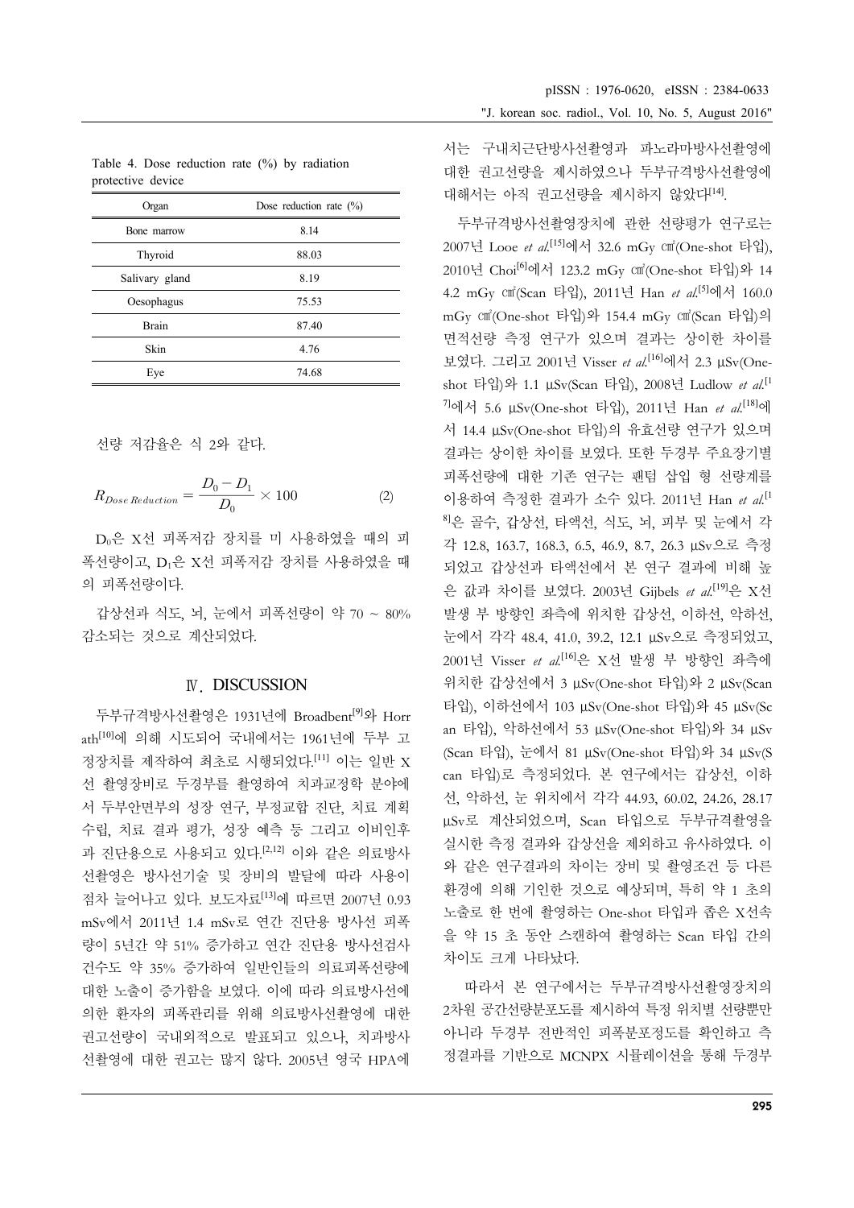Table 4. Dose reduction rate (%) by radiation protective device

| Organ | Dose reduction rate (%) |
|---|---|
| Bone marrow | 8.14 |
| Thyroid | 88.03 |
| Salivary gland | 8.19 |
| Oesophagus | 75.53 |
| Brain | 87.40 |
| Skin | 4.76 |
| Eye | 74.68 |

선량 저감율은 식 2와 같다.

$$R_{Dose\,Reduction} = \frac{D_0 - D_1}{D_0} \times 100 \qquad (2)$$

$D_0$은 X선 피폭저감 장치를 미 사용하였을 때의 피폭선량이고, $D_1$은 X선 피폭저감 장치를 사용하였을 때의 피폭선량이다.

갑상선과 식도, 뇌, 눈에서 피폭선량이 약 70 ~ 80% 감소되는 것으로 계산되었다.

## Ⅳ. DISCUSSION

두부규격방사선촬영은 1931년에 Broadbent[9]와 Horrath[10]에 의해 시도되어 국내에서는 1961년에 두부 고정장치를 제작하여 최초로 시행되었다.[11] 이는 일반 X선 촬영장비로 두경부를 촬영하여 치과교정학 분야에서 두부안면부의 성장 연구, 부정교합 진단, 치료 계획 수립, 치료 결과 평가, 성장 예측 등 그리고 이비인후과 진단용으로 사용되고 있다.[2,12] 이와 같은 의료방사선촬영은 방사선기술 및 장비의 발달에 따라 사용이 점차 늘어나고 있다. 보도자료[13]에 따르면 2007년 0.93 mSv에서 2011년 1.4 mSv로 연간 진단용 방사선 피폭량이 5년간 약 51% 증가하고 연간 진단용 방사선검사 건수도 약 35% 증가하여 일반인들의 의료피폭선량에 대한 노출이 증가함을 보였다. 이에 따라 의료방사선에 의한 환자의 피폭관리를 위해 의료방사선촬영에 대한 권고선량이 국내외적으로 발표되고 있으나, 치과방사선촬영에 대한 권고는 많지 않다. 2005년 영국 HPA에서는 구내치근단방사선촬영과 파노라마방사선촬영에 대한 권고선량을 제시하였으나 두부규격방사선촬영에 대해서는 아직 권고선량을 제시하지 않았다[14].

두부규격방사선촬영장치에 관한 선량평가 연구로는 2007년 Looe *et al.*[15]에서 32.6 mGy ㎠(One-shot 타입), 2010년 Choi[6]에서 123.2 mGy ㎠(One-shot 타입)와 144.2 mGy ㎠(Scan 타입), 2011년 Han *et al.*[5]에서 160.0 mGy ㎠(One-shot 타입)와 154.4 mGy ㎠(Scan 타입)의 면적선량 측정 연구가 있으며 결과는 상이한 차이를 보였다. 그리고 2001년 Visser *et al.*[16]에서 2.3 μSv(One-shot 타입)와 1.1 μSv(Scan 타입), 2008년 Ludlow *et al.*[17]에서 5.6 μSv(One-shot 타입), 2011년 Han *et al.*[18]에서 14.4 μSv(One-shot 타입)의 유효선량 연구가 있으며 결과는 상이한 차이를 보였다. 또한 두경부 주요장기별 피폭선량에 대한 기존 연구는 팬텀 삽입 형 선량계를 이용하여 측정한 결과가 소수 있다. 2011년 Han *et al.*[18]은 골수, 갑상선, 타액선, 식도, 뇌, 피부 및 눈에서 각각 12.8, 163.7, 168.3, 6.5, 46.9, 8.7, 26.3 μSv으로 측정되었고 갑상선과 타액선에서 본 연구 결과에 비해 높은 값과 차이를 보였다. 2003년 Gijbels *et al.*[19]은 X선 발생 부 방향인 좌측에 위치한 갑상선, 이하선, 악하선, 눈에서 각각 48.4, 41.0, 39.2, 12.1 μSv으로 측정되었고, 2001년 Visser *et al.*[16]은 X선 발생 부 방향인 좌측에 위치한 갑상선에서 3 μSv(One-shot 타입)와 2 μSv(Scan 타입), 이하선에서 103 μSv(One-shot 타입)와 45 μSv(Scan 타입), 악하선에서 53 μSv(One-shot 타입)와 34 μSv(Scan 타입), 눈에서 81 μSv(One-shot 타입)와 34 μSv(Scan 타입)로 측정되었다. 본 연구에서는 갑상선, 이하선, 악하선, 눈 위치에서 각각 44.93, 60.02, 24.26, 28.17 μSv로 계산되었으며, Scan 타입으로 두부규격촬영을 실시한 측정 결과와 갑상선을 제외하고 유사하였다. 이와 같은 연구결과의 차이는 장비 및 촬영조건 등 다른 환경에 의해 기인한 것으로 예상되며, 특히 약 1 초의 노출로 한 번에 촬영하는 One-shot 타입과 좁은 X선속을 약 15 초 동안 스캔하여 촬영하는 Scan 타입 간의 차이도 크게 나타났다.

따라서 본 연구에서는 두부규격방사선촬영장치의 2차원 공간선량분포도를 제시하여 특정 위치별 선량뿐만 아니라 두경부 전반적인 피폭분포정도를 확인하고 측정결과를 기반으로 MCNPX 시뮬레이션을 통해 두경부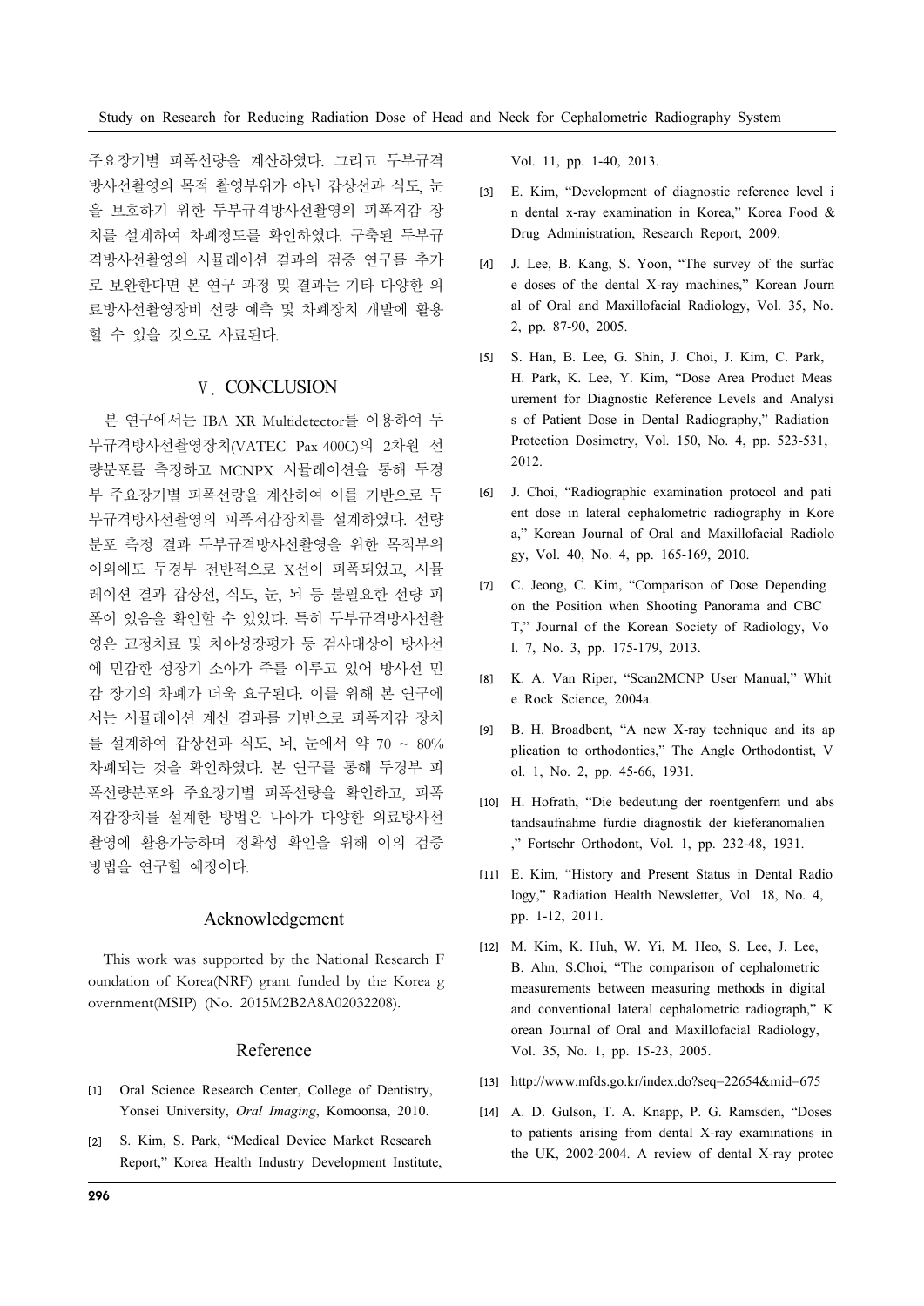주요장기별 피폭선량을 계산하였다. 그리고 두부규격방사선촬영의 목적 촬영부위가 아닌 갑상선과 식도, 눈을 보호하기 위한 두부규격방사선촬영의 피폭저감 장치를 설계하여 차폐정도를 확인하였다. 구축된 두부규격방사선촬영의 시뮬레이션 결과의 검증 연구를 추가로 보완한다면 본 연구 과정 및 결과는 기타 다양한 의료방사선촬영장비 선량 예측 및 차폐장치 개발에 활용할 수 있을 것으로 사료된다.

## Ⅴ. CONCLUSION

본 연구에서는 IBA XR Multidetector를 이용하여 두부규격방사선촬영장치(VATEC Pax-400C)의 2차원 선량분포를 측정하고 MCNPX 시뮬레이션을 통해 두경부 주요장기별 피폭선량을 계산하여 이를 기반으로 두부규격방사선촬영의 피폭저감장치를 설계하였다. 선량분포 측정 결과 두부규격방사선촬영을 위한 목적부위 이외에도 두경부 전반적으로 X선이 피폭되었고, 시뮬레이션 결과 갑상선, 식도, 눈, 뇌 등 불필요한 선량 피폭이 있음을 확인할 수 있었다. 특히 두부규격방사선촬영은 교정치료 및 치아성장평가 등 검사대상이 방사선에 민감한 성장기 소아가 주를 이루고 있어 방사선 민감 장기의 차폐가 더욱 요구된다. 이를 위해 본 연구에서는 시뮬레이션 계산 결과를 기반으로 피폭저감 장치를 설계하여 갑상선과 식도, 뇌, 눈에서 약 70 ~ 80% 차폐되는 것을 확인하였다. 본 연구를 통해 두경부 피폭선량분포와 주요장기별 피폭선량을 확인하고, 피폭저감장치를 설계한 방법은 나아가 다양한 의료방사선 촬영에 활용가능하며 정확성 확인을 위해 이의 검증 방법을 연구할 예정이다.

## Acknowledgement

This work was supported by the National Research Foundation of Korea(NRF) grant funded by the Korea government(MSIP) (No. 2015M2B2A8A02032208).

## Reference

[1] Oral Science Research Center, College of Dentistry, Yonsei University, *Oral Imaging*, Komoonsa, 2010.

[2] S. Kim, S. Park, "Medical Device Market Research Report," Korea Health Industry Development Institute, Vol. 11, pp. 1-40, 2013.

[3] E. Kim, "Development of diagnostic reference level in dental x-ray examination in Korea," Korea Food & Drug Administration, Research Report, 2009.

[4] J. Lee, B. Kang, S. Yoon, "The survey of the surface doses of the dental X-ray machines," Korean Journal of Oral and Maxillofacial Radiology, Vol. 35, No. 2, pp. 87-90, 2005.

[5] S. Han, B. Lee, G. Shin, J. Choi, J. Kim, C. Park, H. Park, K. Lee, Y. Kim, "Dose Area Product Measurement for Diagnostic Reference Levels and Analysis of Patient Dose in Dental Radiography," Radiation Protection Dosimetry, Vol. 150, No. 4, pp. 523-531, 2012.

[6] J. Choi, "Radiographic examination protocol and patient dose in lateral cephalometric radiography in Korea," Korean Journal of Oral and Maxillofacial Radiology, Vol. 40, No. 4, pp. 165-169, 2010.

[7] C. Jeong, C. Kim, "Comparison of Dose Depending on the Position when Shooting Panorama and CBCT," Journal of the Korean Society of Radiology, Vol. 7, No. 3, pp. 175-179, 2013.

[8] K. A. Van Riper, "Scan2MCNP User Manual," White Rock Science, 2004a.

[9] B. H. Broadbent, "A new X-ray technique and its application to orthodontics," The Angle Orthodontist, Vol. 1, No. 2, pp. 45-66, 1931.

[10] H. Hofrath, "Die bedeutung der roentgenfern und abstandsaufnahme furdie diagnostik der kieferanomalien," Fortschr Orthodont, Vol. 1, pp. 232-48, 1931.

[11] E. Kim, "History and Present Status in Dental Radiology," Radiation Health Newsletter, Vol. 18, No. 4, pp. 1-12, 2011.

[12] M. Kim, K. Huh, W. Yi, M. Heo, S. Lee, J. Lee, B. Ahn, S.Choi, "The comparison of cephalometric measurements between measuring methods in digital and conventional lateral cephalometric radiograph," Korean Journal of Oral and Maxillofacial Radiology, Vol. 35, No. 1, pp. 15-23, 2005.

[13] http://www.mfds.go.kr/index.do?seq=22654&mid=675

[14] A. D. Gulson, T. A. Knapp, P. G. Ramsden, "Doses to patients arising from dental X-ray examinations in the UK, 2002-2004. A review of dental X-ray protec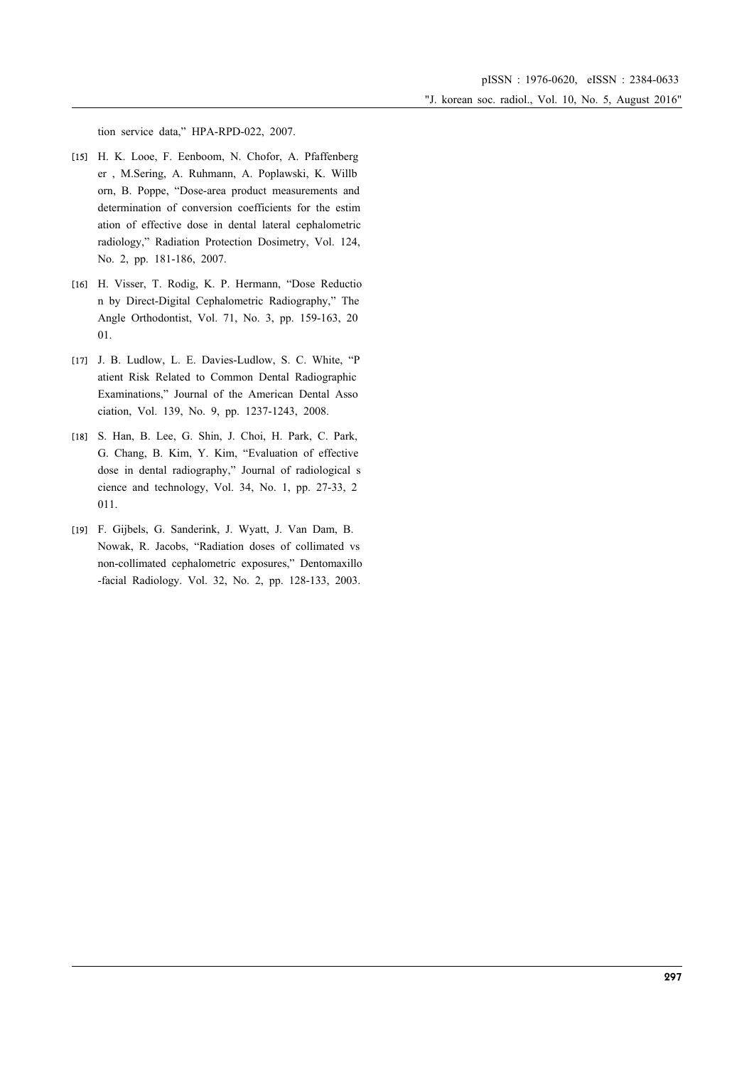tion service data," HPA-RPD-022, 2007.

[15] H. K. Looe, F. Eenboom, N. Chofor, A. Pfaffenberger , M.Sering, A. Ruhmann, A. Poplawski, K. Willborn, B. Poppe, "Dose-area product measurements and determination of conversion coefficients for the estimation of effective dose in dental lateral cephalometric radiology," Radiation Protection Dosimetry, Vol. 124, No. 2, pp. 181-186, 2007.

[16] H. Visser, T. Rodig, K. P. Hermann, "Dose Reduction by Direct-Digital Cephalometric Radiography," The Angle Orthodontist, Vol. 71, No. 3, pp. 159-163, 2001.

[17] J. B. Ludlow, L. E. Davies-Ludlow, S. C. White, "Patient Risk Related to Common Dental Radiographic Examinations," Journal of the American Dental Association, Vol. 139, No. 9, pp. 1237-1243, 2008.

[18] S. Han, B. Lee, G. Shin, J. Choi, H. Park, C. Park, G. Chang, B. Kim, Y. Kim, "Evaluation of effective dose in dental radiography," Journal of radiological science and technology, Vol. 34, No. 1, pp. 27-33, 2011.

[19] F. Gijbels, G. Sanderink, J. Wyatt, J. Van Dam, B. Nowak, R. Jacobs, "Radiation doses of collimated vs non-collimated cephalometric exposures," Dentomaxillo-facial Radiology. Vol. 32, No. 2, pp. 128-133, 2003.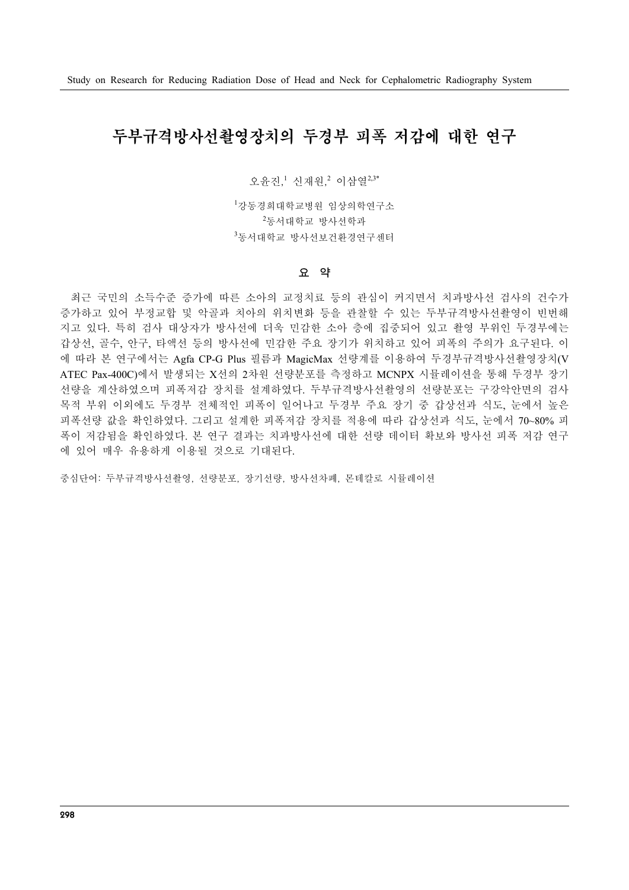# 두부규격방사선촬영장치의 두경부 피폭 저감에 대한 연구

오윤진,[1] 신재원,[2] 이삼열[2,3*]

[1]강동경희대학교병원 임상의학연구소

[2]동서대학교 방사선학과

[3]동서대학교 방사선보건환경연구센터

## 요 약

최근 국민의 소득수준 증가에 따른 소아의 교정치료 등의 관심이 커지면서 치과방사선 검사의 건수가 증가하고 있어 부정교합 및 악골과 치아의 위치변화 등을 관찰할 수 있는 두부규격방사선촬영이 빈번해 지고 있다. 특히 검사 대상자가 방사선에 더욱 민감한 소아 층에 집중되어 있고 촬영 부위인 두경부에는 갑상선, 골수, 안구, 타액선 등의 방사선에 민감한 주요 장기가 위치하고 있어 피폭의 주의가 요구된다. 이에 따라 본 연구에서는 Agfa CP-G Plus 필름과 MagicMax 선량계를 이용하여 두경부규격방사선촬영장치(VATEC Pax-400C)에서 발생되는 X선의 2차원 선량분포를 측정하고 MCNPX 시뮬레이션을 통해 두경부 장기 선량을 계산하였으며 피폭저감 장치를 설계하였다. 두부규격방사선촬영의 선량분포는 구강악안면의 검사 목적 부위 이외에도 두경부 전체적인 피폭이 일어나고 두경부 주요 장기 중 갑상선과 식도, 눈에서 높은 피폭선량 값을 확인하였다. 그리고 설계한 피폭저감 장치를 적용에 따라 갑상선과 식도, 눈에서 70~80% 피폭이 저감됨을 확인하였다. 본 연구 결과는 치과방사선에 대한 선량 데이터 확보와 방사선 피폭 저감 연구에 있어 매우 유용하게 이용될 것으로 기대된다.

중심단어: 두부규격방사선촬영, 선량분포, 장기선량, 방사선차폐, 몬테칼로 시뮬레이션